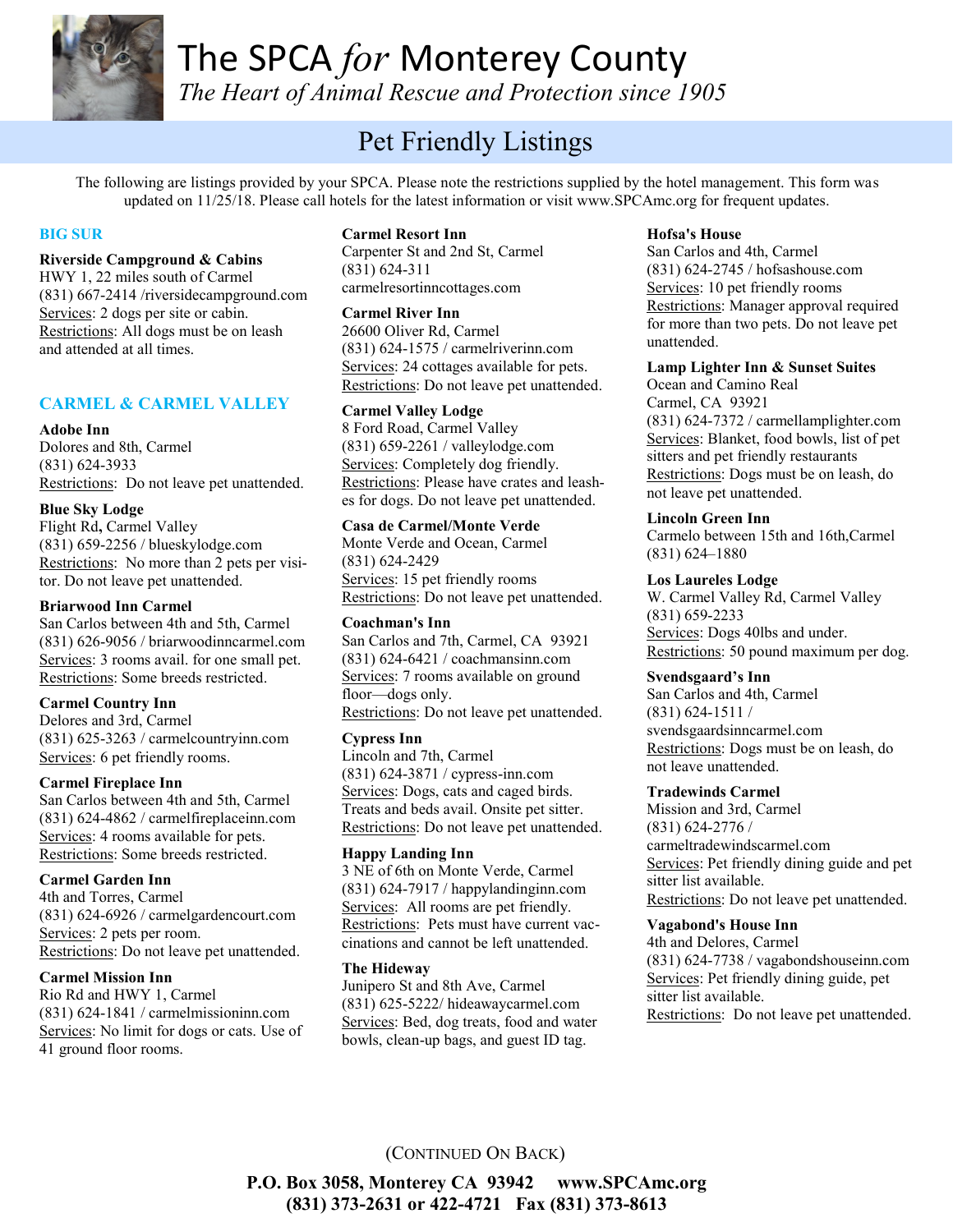# The SPCA *for* Monterey County

*The Heart of Animal Rescue and Protection since 1905*

## Pet Friendly Listings

The following are listings provided by your SPCA. Please note the restrictions supplied by the hotel management. This form was updated on 11/25/18. Please call hotels for the latest information or visit www.SPCAmc.org for frequent updates.

### BIG SUR

**Riverside Campground & Cabins**
HWY 1, 22 miles south of Carmel
(831) 667-2414 /riversidecampground.com
Services: 2 dogs per site or cabin.
Restrictions: All dogs must be on leash and attended at all times.

### CARMEL & CARMEL VALLEY

**Adobe Inn**
Dolores and 8th, Carmel
(831) 624-3933
Restrictions: Do not leave pet unattended.

**Blue Sky Lodge**
Flight Rd, Carmel Valley
(831) 659-2256 / blueskylodge.com
Restrictions: No more than 2 pets per visitor. Do not leave pet unattended.

**Briarwood Inn Carmel**
San Carlos between 4th and 5th, Carmel
(831) 626-9056 / briarwoodinncarmel.com
Services: 3 rooms avail. for one small pet.
Restrictions: Some breeds restricted.

**Carmel Country Inn**
Delores and 3rd, Carmel
(831) 625-3263 / carmelcountryinn.com
Services: 6 pet friendly rooms.

**Carmel Fireplace Inn**
San Carlos between 4th and 5th, Carmel
(831) 624-4862 / carmelfireplaceinn.com
Services: 4 rooms available for pets.
Restrictions: Some breeds restricted.

**Carmel Garden Inn**
4th and Torres, Carmel
(831) 624-6926 / carmelgardencourt.com
Services: 2 pets per room.
Restrictions: Do not leave pet unattended.

**Carmel Mission Inn**
Rio Rd and HWY 1, Carmel
(831) 624-1841 / carmelmissioninn.com
Services: No limit for dogs or cats. Use of 41 ground floor rooms.

**Carmel Resort Inn**
Carpenter St and 2nd St, Carmel
(831) 624-311
carmelresortinncottages.com

**Carmel River Inn**
26600 Oliver Rd, Carmel
(831) 624-1575 / carmelriverinn.com
Services: 24 cottages available for pets.
Restrictions: Do not leave pet unattended.

**Carmel Valley Lodge**
8 Ford Road, Carmel Valley
(831) 659-2261 / valleylodge.com
Services: Completely dog friendly.
Restrictions: Please have crates and leashes for dogs. Do not leave pet unattended.

**Casa de Carmel/Monte Verde**
Monte Verde and Ocean, Carmel
(831) 624-2429
Services: 15 pet friendly rooms
Restrictions: Do not leave pet unattended.

**Coachman's Inn**
San Carlos and 7th, Carmel, CA 93921
(831) 624-6421 / coachmansinn.com
Services: 7 rooms available on ground floor—dogs only.
Restrictions: Do not leave pet unattended.

**Cypress Inn**
Lincoln and 7th, Carmel
(831) 624-3871 / cypress-inn.com
Services: Dogs, cats and caged birds. Treats and beds avail. Onsite pet sitter.
Restrictions: Do not leave pet unattended.

**Happy Landing Inn**
3 NE of 6th on Monte Verde, Carmel
(831) 624-7917 / happylandinginn.com
Services: All rooms are pet friendly.
Restrictions: Pets must have current vaccinations and cannot be left unattended.

**The Hideway**
Junipero St and 8th Ave, Carmel
(831) 625-5222/ hideawaycarmel.com
Services: Bed, dog treats, food and water bowls, clean-up bags, and guest ID tag.

**Hofsa's House**
San Carlos and 4th, Carmel
(831) 624-2745 / hofsashouse.com
Services: 10 pet friendly rooms
Restrictions: Manager approval required for more than two pets. Do not leave pet unattended.

**Lamp Lighter Inn & Sunset Suites**
Ocean and Camino Real
Carmel, CA 93921
(831) 624-7372 / carmellamplighter.com
Services: Blanket, food bowls, list of pet sitters and pet friendly restaurants
Restrictions: Dogs must be on leash, do not leave pet unattended.

**Lincoln Green Inn**
Carmelo between 15th and 16th,Carmel
(831) 624–1880

**Los Laureles Lodge**
W. Carmel Valley Rd, Carmel Valley
(831) 659-2233
Services: Dogs 40lbs and under.
Restrictions: 50 pound maximum per dog.

**Svendsgaard's Inn**
San Carlos and 4th, Carmel
(831) 624-1511 /
svendsgaardsinncarmel.com
Restrictions: Dogs must be on leash, do not leave unattended.

**Tradewinds Carmel**
Mission and 3rd, Carmel
(831) 624-2776 /
carmeltradewindscarmel.com
Services: Pet friendly dining guide and pet sitter list available.
Restrictions: Do not leave pet unattended.

**Vagabond's House Inn**
4th and Delores, Carmel
(831) 624-7738 / vagabondshouseinn.com
Services: Pet friendly dining guide, pet sitter list available.
Restrictions: Do not leave pet unattended.

(CONTINUED ON BACK)

**P.O. Box 3058, Monterey CA 93942 www.SPCAmc.org**
**(831) 373-2631 or 422-4721 Fax (831) 373-8613**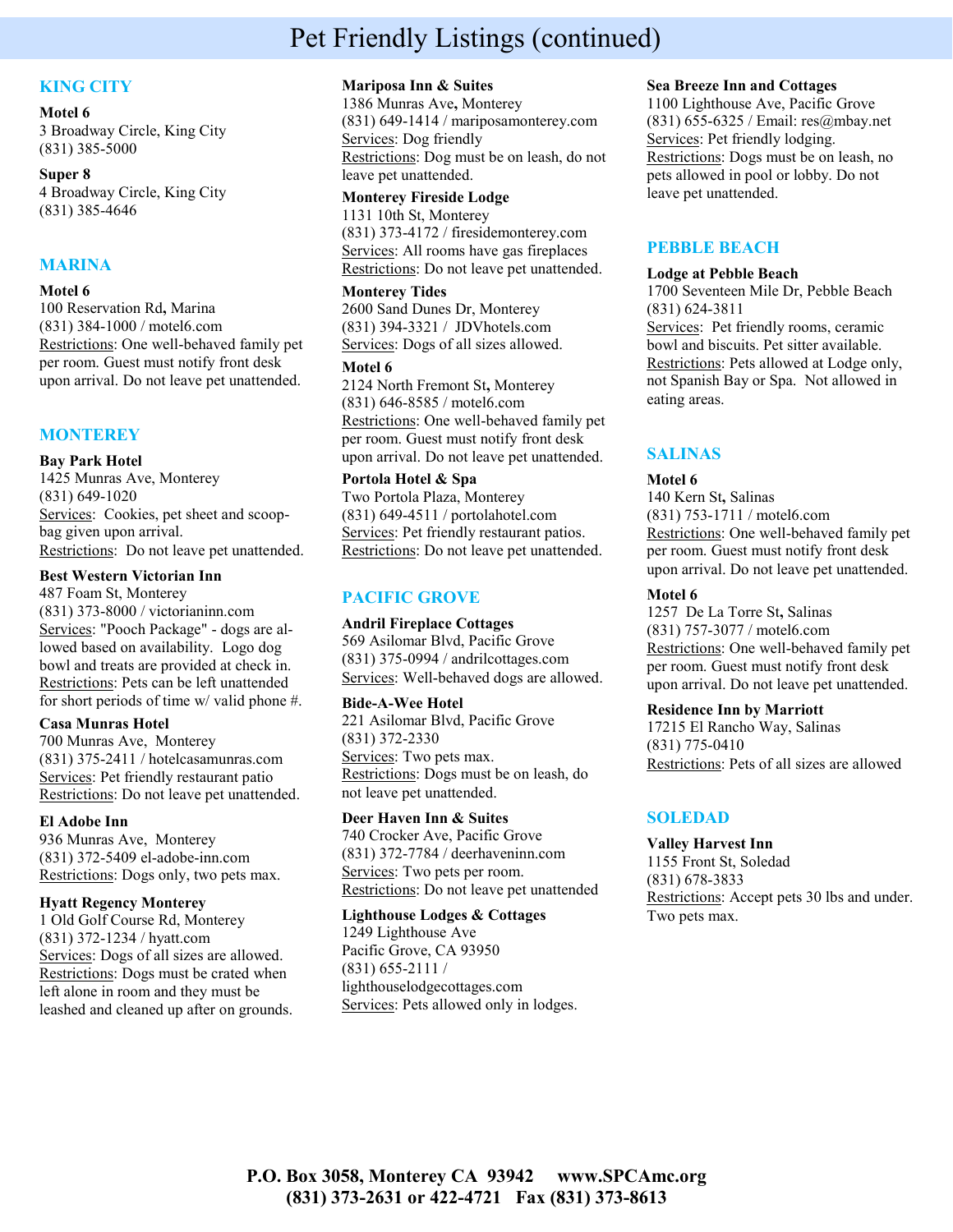# Pet Friendly Listings (continued)

## KING CITY

**Motel 6**
3 Broadway Circle, King City
(831) 385-5000

**Super 8**
4 Broadway Circle, King City
(831) 385-4646

## MARINA

**Motel 6**
100 Reservation Rd**,** Marina
(831) 384-1000 / motel6.com
Restrictions: One well-behaved family pet per room. Guest must notify front desk upon arrival. Do not leave pet unattended.

## MONTEREY

**Bay Park Hotel**
1425 Munras Ave, Monterey
(831) 649-1020
Services: Cookies, pet sheet and scoop-bag given upon arrival.
Restrictions: Do not leave pet unattended.

**Best Western Victorian Inn**
487 Foam St, Monterey
(831) 373-8000 / victorianinn.com
Services: "Pooch Package" - dogs are allowed based on availability. Logo dog bowl and treats are provided at check in.
Restrictions: Pets can be left unattended for short periods of time w/ valid phone #.

**Casa Munras Hotel**
700 Munras Ave, Monterey
(831) 375-2411 / hotelcasamunras.com
Services: Pet friendly restaurant patio
Restrictions: Do not leave pet unattended.

**El Adobe Inn**
936 Munras Ave, Monterey
(831) 372-5409 el-adobe-inn.com
Restrictions: Dogs only, two pets max.

**Hyatt Regency Monterey**
1 Old Golf Course Rd, Monterey
(831) 372-1234 / hyatt.com
Services: Dogs of all sizes are allowed.
Restrictions: Dogs must be crated when left alone in room and they must be leashed and cleaned up after on grounds.

**Mariposa Inn & Suites**
1386 Munras Ave**,** Monterey
(831) 649-1414 / mariposamonterey.com
Services: Dog friendly
Restrictions: Dog must be on leash, do not leave pet unattended.

**Monterey Fireside Lodge**
1131 10th St, Monterey
(831) 373-4172 / firesidemonterey.com
Services: All rooms have gas fireplaces
Restrictions: Do not leave pet unattended.

**Monterey Tides**
2600 Sand Dunes Dr, Monterey
(831) 394-3321 / JDVhotels.com
Services: Dogs of all sizes allowed.

**Motel 6**
2124 North Fremont St**,** Monterey
(831) 646-8585 / motel6.com
Restrictions: One well-behaved family pet per room. Guest must notify front desk upon arrival. Do not leave pet unattended.

**Portola Hotel & Spa**
Two Portola Plaza, Monterey
(831) 649-4511 / portolahotel.com
Services: Pet friendly restaurant patios.
Restrictions: Do not leave pet unattended.

## PACIFIC GROVE

**Andril Fireplace Cottages**
569 Asilomar Blvd, Pacific Grove
(831) 375-0994 / andrilcottages.com
Services: Well-behaved dogs are allowed.

**Bide-A-Wee Hotel**
221 Asilomar Blvd, Pacific Grove
(831) 372-2330
Services: Two pets max.
Restrictions: Dogs must be on leash, do not leave pet unattended.

**Deer Haven Inn & Suites**
740 Crocker Ave, Pacific Grove
(831) 372-7784 / deerhaveninn.com
Services: Two pets per room.
Restrictions: Do not leave pet unattended

**Lighthouse Lodges & Cottages**
1249 Lighthouse Ave
Pacific Grove, CA 93950
(831) 655-2111 /
lighthouselodgecottages.com
Services: Pets allowed only in lodges.

**Sea Breeze Inn and Cottages**
1100 Lighthouse Ave, Pacific Grove
(831) 655-6325 / Email: res@mbay.net
Services: Pet friendly lodging.
Restrictions: Dogs must be on leash, no pets allowed in pool or lobby. Do not leave pet unattended.

## PEBBLE BEACH

**Lodge at Pebble Beach**
1700 Seventeen Mile Dr, Pebble Beach
(831) 624-3811
Services: Pet friendly rooms, ceramic bowl and biscuits. Pet sitter available.
Restrictions: Pets allowed at Lodge only, not Spanish Bay or Spa. Not allowed in eating areas.

## SALINAS

**Motel 6**
140 Kern St**,** Salinas
(831) 753-1711 / motel6.com
Restrictions: One well-behaved family pet per room. Guest must notify front desk upon arrival. Do not leave pet unattended.

**Motel 6**
1257 De La Torre St**,** Salinas
(831) 757-3077 / motel6.com
Restrictions: One well-behaved family pet per room. Guest must notify front desk upon arrival. Do not leave pet unattended.

**Residence Inn by Marriott**
17215 El Rancho Way, Salinas
(831) 775-0410
Restrictions: Pets of all sizes are allowed

## SOLEDAD

**Valley Harvest Inn**
1155 Front St, Soledad
(831) 678-3833
Restrictions: Accept pets 30 lbs and under. Two pets max.

**P.O. Box 3058, Monterey CA 93942 www.SPCAmc.org**
**(831) 373-2631 or 422-4721 Fax (831) 373-8613**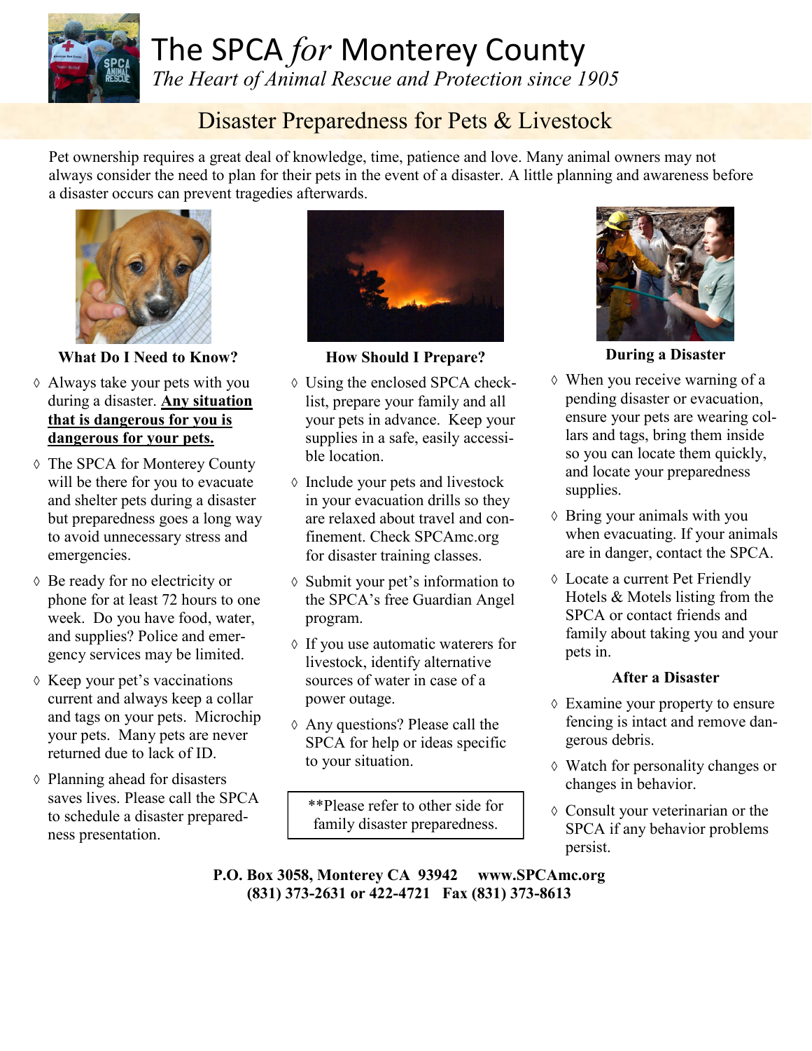# The SPCA *for* Monterey County

*The Heart of Animal Rescue and Protection since 1905*

## Disaster Preparedness for Pets & Livestock

Pet ownership requires a great deal of knowledge, time, patience and love. Many animal owners may not always consider the need to plan for their pets in the event of a disaster. A little planning and awareness before a disaster occurs can prevent tragedies afterwards.

### What Do I Need to Know?

- Always take your pets with you during a disaster. **Any situation that is dangerous for you is dangerous for your pets.**
- The SPCA for Monterey County will be there for you to evacuate and shelter pets during a disaster but preparedness goes a long way to avoid unnecessary stress and emergencies.
- Be ready for no electricity or phone for at least 72 hours to one week. Do you have food, water, and supplies? Police and emergency services may be limited.
- Keep your pet's vaccinations current and always keep a collar and tags on your pets. Microchip your pets. Many pets are never returned due to lack of ID.
- Planning ahead for disasters saves lives. Please call the SPCA to schedule a disaster preparedness presentation.

### How Should I Prepare?

- Using the enclosed SPCA checklist, prepare your family and all your pets in advance. Keep your supplies in a safe, easily accessible location.
- Include your pets and livestock in your evacuation drills so they are relaxed about travel and confinement. Check SPCAmc.org for disaster training classes.
- Submit your pet's information to the SPCA's free Guardian Angel program.
- If you use automatic waterers for livestock, identify alternative sources of water in case of a power outage.
- Any questions? Please call the SPCA for help or ideas specific to your situation.

**Please refer to other side for family disaster preparedness.

### During a Disaster

- When you receive warning of a pending disaster or evacuation, ensure your pets are wearing collars and tags, bring them inside so you can locate them quickly, and locate your preparedness supplies.
- Bring your animals with you when evacuating. If your animals are in danger, contact the SPCA.
- Locate a current Pet Friendly Hotels & Motels listing from the SPCA or contact friends and family about taking you and your pets in.

### After a Disaster

- Examine your property to ensure fencing is intact and remove dangerous debris.
- Watch for personality changes or changes in behavior.
- Consult your veterinarian or the SPCA if any behavior problems persist.

**P.O. Box 3058, Monterey CA 93942 www.SPCAmc.org**
**(831) 373-2631 or 422-4721 Fax (831) 373-8613**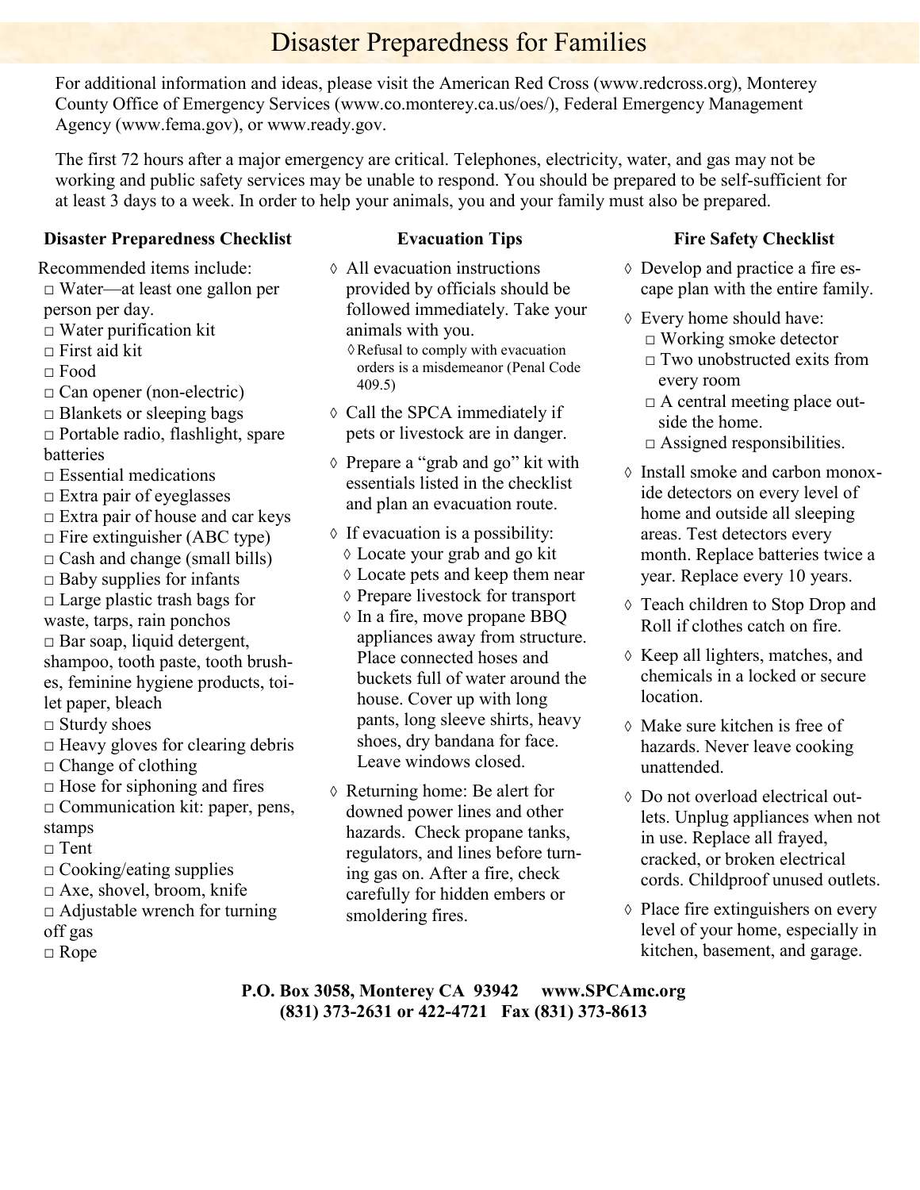# Disaster Preparedness for Families

For additional information and ideas, please visit the American Red Cross (www.redcross.org), Monterey County Office of Emergency Services (www.co.monterey.ca.us/oes/), Federal Emergency Management Agency (www.fema.gov), or www.ready.gov.

The first 72 hours after a major emergency are critical. Telephones, electricity, water, and gas may not be working and public safety services may be unable to respond. You should be prepared to be self-sufficient for at least 3 days to a week. In order to help your animals, you and your family must also be prepared.

## Disaster Preparedness Checklist

Recommended items include:

- □ Water—at least one gallon per person per day.
- □ Water purification kit
- □ First aid kit
- □ Food
- □ Can opener (non-electric)
- □ Blankets or sleeping bags
- □ Portable radio, flashlight, spare batteries
- □ Essential medications
- □ Extra pair of eyeglasses
- □ Extra pair of house and car keys
- □ Fire extinguisher (ABC type)
- □ Cash and change (small bills)
- □ Baby supplies for infants
- □ Large plastic trash bags for waste, tarps, rain ponchos
- □ Bar soap, liquid detergent, shampoo, tooth paste, tooth brushes, feminine hygiene products, toilet paper, bleach
- □ Sturdy shoes
- □ Heavy gloves for clearing debris
- □ Change of clothing
- □ Hose for siphoning and fires
- □ Communication kit: paper, pens, stamps
- □ Tent
- □ Cooking/eating supplies
- □ Axe, shovel, broom, knife
- □ Adjustable wrench for turning off gas
- □ Rope

## Evacuation Tips

- ◊ All evacuation instructions provided by officials should be followed immediately. Take your animals with you.
  - ◊ Refusal to comply with evacuation orders is a misdemeanor (Penal Code 409.5)
- ◊ Call the SPCA immediately if pets or livestock are in danger.
- ◊ Prepare a "grab and go" kit with essentials listed in the checklist and plan an evacuation route.
- ◊ If evacuation is a possibility:
  - ◊ Locate your grab and go kit
  - ◊ Locate pets and keep them near
  - ◊ Prepare livestock for transport
  - ◊ In a fire, move propane BBQ appliances away from structure. Place connected hoses and buckets full of water around the house. Cover up with long pants, long sleeve shirts, heavy shoes, dry bandana for face. Leave windows closed.
- ◊ Returning home: Be alert for downed power lines and other hazards. Check propane tanks, regulators, and lines before turning gas on. After a fire, check carefully for hidden embers or smoldering fires.

## Fire Safety Checklist

- ◊ Develop and practice a fire escape plan with the entire family.
- ◊ Every home should have:
  - □ Working smoke detector
  - □ Two unobstructed exits from every room
  - □ A central meeting place outside the home.
  - □ Assigned responsibilities.
- ◊ Install smoke and carbon monoxide detectors on every level of home and outside all sleeping areas. Test detectors every month. Replace batteries twice a year. Replace every 10 years.
- ◊ Teach children to Stop Drop and Roll if clothes catch on fire.
- ◊ Keep all lighters, matches, and chemicals in a locked or secure location.
- ◊ Make sure kitchen is free of hazards. Never leave cooking unattended.
- ◊ Do not overload electrical outlets. Unplug appliances when not in use. Replace all frayed, cracked, or broken electrical cords. Childproof unused outlets.
- ◊ Place fire extinguishers on every level of your home, especially in kitchen, basement, and garage.

**P.O. Box 3058, Monterey CA 93942 www.SPCAmc.org**
**(831) 373-2631 or 422-4721 Fax (831) 373-8613**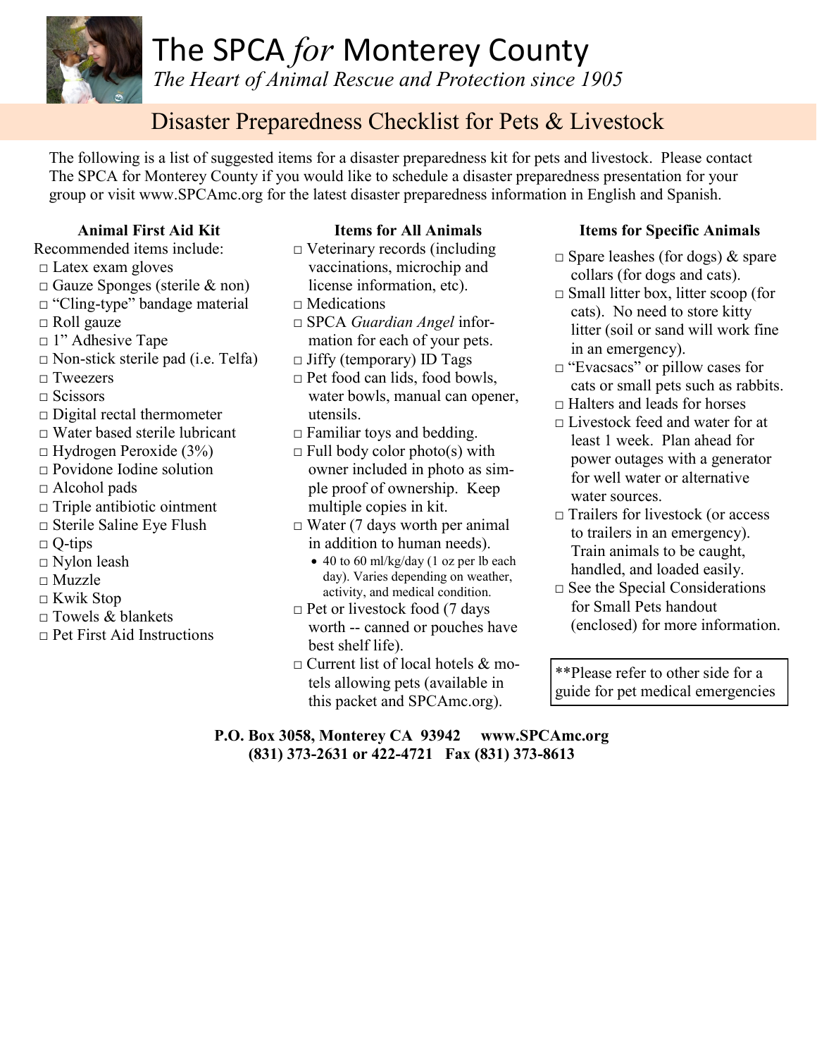# The SPCA *for* Monterey County

*The Heart of Animal Rescue and Protection since 1905*

## Disaster Preparedness Checklist for Pets & Livestock

The following is a list of suggested items for a disaster preparedness kit for pets and livestock. Please contact The SPCA for Monterey County if you would like to schedule a disaster preparedness presentation for your group or visit www.SPCAmc.org for the latest disaster preparedness information in English and Spanish.

### Animal First Aid Kit

Recommended items include:

- □ Latex exam gloves
- □ Gauze Sponges (sterile & non)
- □ "Cling-type" bandage material
- □ Roll gauze
- □ 1" Adhesive Tape
- □ Non-stick sterile pad (i.e. Telfa)
- □ Tweezers
- □ Scissors
- □ Digital rectal thermometer
- □ Water based sterile lubricant
- □ Hydrogen Peroxide (3%)
- □ Povidone Iodine solution
- □ Alcohol pads
- □ Triple antibiotic ointment
- □ Sterile Saline Eye Flush
- □ Q-tips
- □ Nylon leash
- □ Muzzle
- □ Kwik Stop
- □ Towels & blankets
- □ Pet First Aid Instructions

### Items for All Animals

- □ Veterinary records (including vaccinations, microchip and license information, etc).
- □ Medications
- □ SPCA *Guardian Angel* information for each of your pets.
- □ Jiffy (temporary) ID Tags
- □ Pet food can lids, food bowls, water bowls, manual can opener, utensils.
- □ Familiar toys and bedding.
- □ Full body color photo(s) with owner included in photo as simple proof of ownership. Keep multiple copies in kit.
- □ Water (7 days worth per animal in addition to human needs).
  - 40 to 60 ml/kg/day (1 oz per lb each day). Varies depending on weather, activity, and medical condition.
- □ Pet or livestock food (7 days worth -- canned or pouches have best shelf life).
- □ Current list of local hotels & motels allowing pets (available in this packet and SPCAmc.org).

### Items for Specific Animals

- □ Spare leashes (for dogs) & spare collars (for dogs and cats).
- □ Small litter box, litter scoop (for cats). No need to store kitty litter (soil or sand will work fine in an emergency).
- □ "Evacsacs" or pillow cases for cats or small pets such as rabbits.
- □ Halters and leads for horses
- □ Livestock feed and water for at least 1 week. Plan ahead for power outages with a generator for well water or alternative water sources.
- □ Trailers for livestock (or access to trailers in an emergency). Train animals to be caught, handled, and loaded easily.
- □ See the Special Considerations for Small Pets handout (enclosed) for more information.

**Please refer to other side for a guide for pet medical emergencies

**P.O. Box 3058, Monterey CA 93942 www.SPCAmc.org**
**(831) 373-2631 or 422-4721 Fax (831) 373-8613**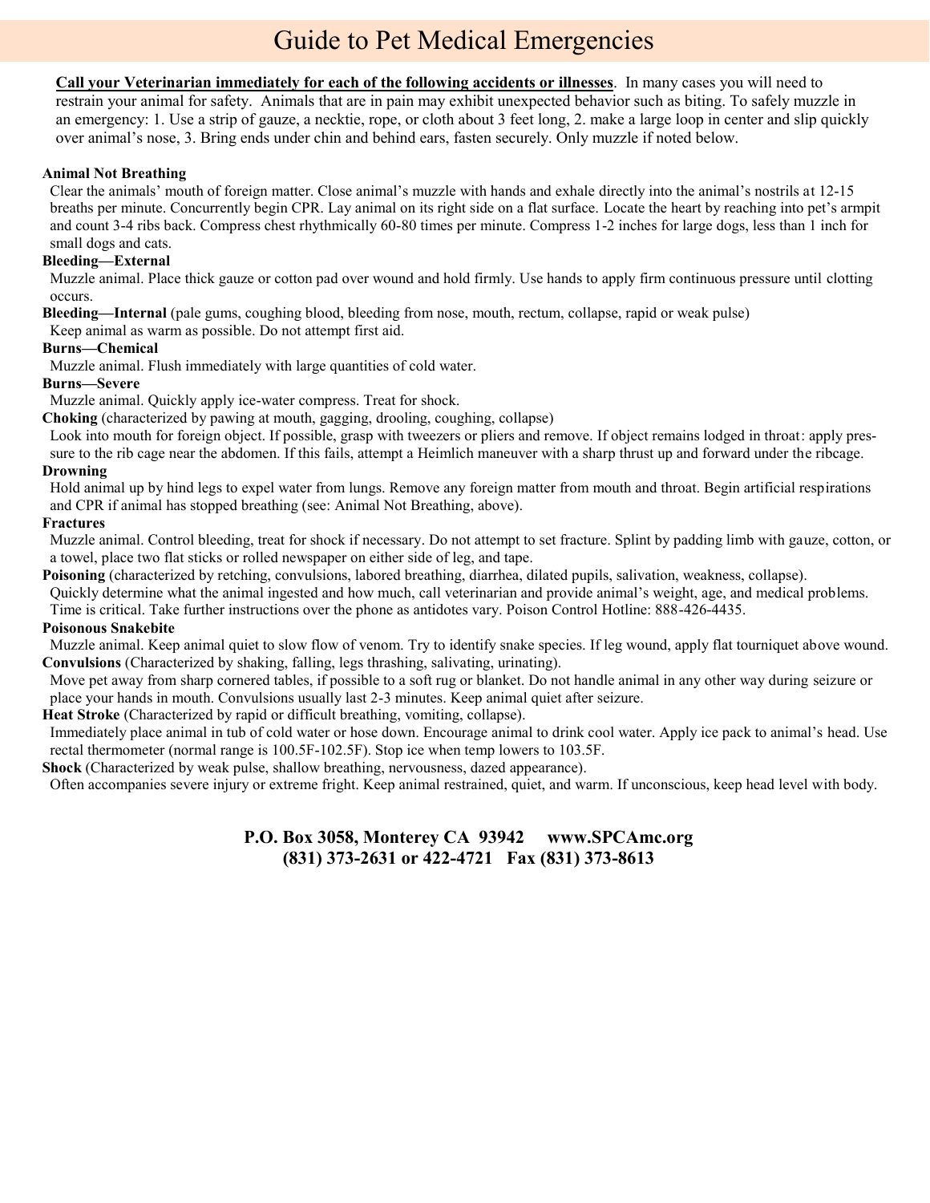# Guide to Pet Medical Emergencies

**Call your Veterinarian immediately for each of the following accidents or illnesses**. In many cases you will need to restrain your animal for safety. Animals that are in pain may exhibit unexpected behavior such as biting. To safely muzzle in an emergency: 1. Use a strip of gauze, a necktie, rope, or cloth about 3 feet long, 2. make a large loop in center and slip quickly over animal's nose, 3. Bring ends under chin and behind ears, fasten securely. Only muzzle if noted below.

**Animal Not Breathing**

Clear the animals' mouth of foreign matter. Close animal's muzzle with hands and exhale directly into the animal's nostrils at 12-15 breaths per minute. Concurrently begin CPR. Lay animal on its right side on a flat surface. Locate the heart by reaching into pet's armpit and count 3-4 ribs back. Compress chest rhythmically 60-80 times per minute. Compress 1-2 inches for large dogs, less than 1 inch for small dogs and cats.

**Bleeding—External**

Muzzle animal. Place thick gauze or cotton pad over wound and hold firmly. Use hands to apply firm continuous pressure until clotting occurs.

**Bleeding—Internal** (pale gums, coughing blood, bleeding from nose, mouth, rectum, collapse, rapid or weak pulse)

Keep animal as warm as possible. Do not attempt first aid.

**Burns—Chemical**

Muzzle animal. Flush immediately with large quantities of cold water.

**Burns—Severe**

Muzzle animal. Quickly apply ice-water compress. Treat for shock.

**Choking** (characterized by pawing at mouth, gagging, drooling, coughing, collapse)

Look into mouth for foreign object. If possible, grasp with tweezers or pliers and remove. If object remains lodged in throat: apply pressure to the rib cage near the abdomen. If this fails, attempt a Heimlich maneuver with a sharp thrust up and forward under the ribcage.

**Drowning**

Hold animal up by hind legs to expel water from lungs. Remove any foreign matter from mouth and throat. Begin artificial respirations and CPR if animal has stopped breathing (see: Animal Not Breathing, above).

**Fractures**

Muzzle animal. Control bleeding, treat for shock if necessary. Do not attempt to set fracture. Splint by padding limb with gauze, cotton, or a towel, place two flat sticks or rolled newspaper on either side of leg, and tape.

**Poisoning** (characterized by retching, convulsions, labored breathing, diarrhea, dilated pupils, salivation, weakness, collapse).

Quickly determine what the animal ingested and how much, call veterinarian and provide animal's weight, age, and medical problems. Time is critical. Take further instructions over the phone as antidotes vary. Poison Control Hotline: 888-426-4435.

**Poisonous Snakebite**

Muzzle animal. Keep animal quiet to slow flow of venom. Try to identify snake species. If leg wound, apply flat tourniquet above wound.

**Convulsions** (Characterized by shaking, falling, legs thrashing, salivating, urinating).

Move pet away from sharp cornered tables, if possible to a soft rug or blanket. Do not handle animal in any other way during seizure or place your hands in mouth. Convulsions usually last 2-3 minutes. Keep animal quiet after seizure.

**Heat Stroke** (Characterized by rapid or difficult breathing, vomiting, collapse).

Immediately place animal in tub of cold water or hose down. Encourage animal to drink cool water. Apply ice pack to animal's head. Use rectal thermometer (normal range is 100.5F-102.5F). Stop ice when temp lowers to 103.5F.

**Shock** (Characterized by weak pulse, shallow breathing, nervousness, dazed appearance).

Often accompanies severe injury or extreme fright. Keep animal restrained, quiet, and warm. If unconscious, keep head level with body.

**P.O. Box 3058, Monterey CA 93942 www.SPCAmc.org**
**(831) 373-2631 or 422-4721 Fax (831) 373-8613**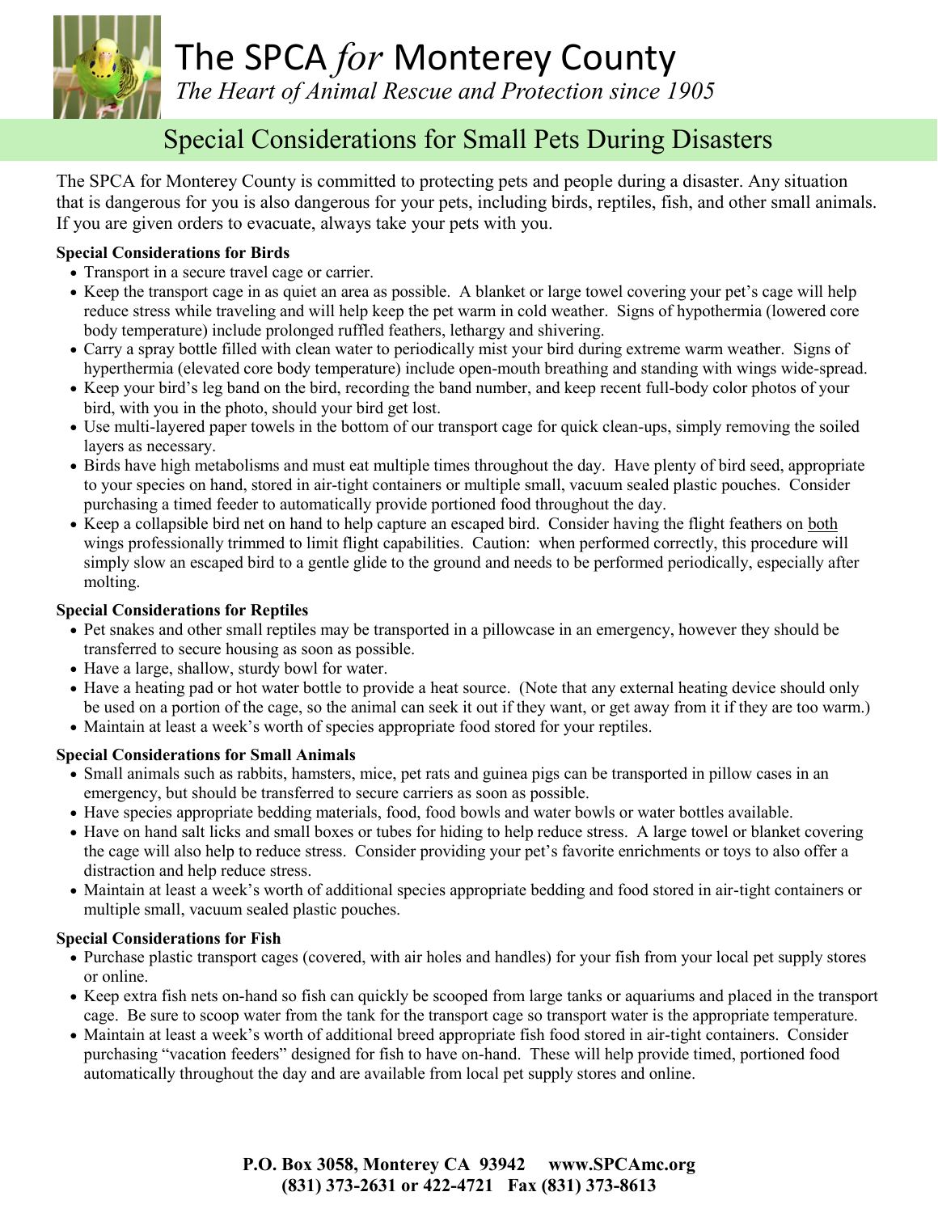# The SPCA *for* Monterey County

*The Heart of Animal Rescue and Protection since 1905*

## Special Considerations for Small Pets During Disasters

The SPCA for Monterey County is committed to protecting pets and people during a disaster. Any situation that is dangerous for you is also dangerous for your pets, including birds, reptiles, fish, and other small animals. If you are given orders to evacuate, always take your pets with you.

**Special Considerations for Birds**

- Transport in a secure travel cage or carrier.
- Keep the transport cage in as quiet an area as possible. A blanket or large towel covering your pet's cage will help reduce stress while traveling and will help keep the pet warm in cold weather. Signs of hypothermia (lowered core body temperature) include prolonged ruffled feathers, lethargy and shivering.
- Carry a spray bottle filled with clean water to periodically mist your bird during extreme warm weather. Signs of hyperthermia (elevated core body temperature) include open-mouth breathing and standing with wings wide-spread.
- Keep your bird's leg band on the bird, recording the band number, and keep recent full-body color photos of your bird, with you in the photo, should your bird get lost.
- Use multi-layered paper towels in the bottom of our transport cage for quick clean-ups, simply removing the soiled layers as necessary.
- Birds have high metabolisms and must eat multiple times throughout the day. Have plenty of bird seed, appropriate to your species on hand, stored in air-tight containers or multiple small, vacuum sealed plastic pouches. Consider purchasing a timed feeder to automatically provide portioned food throughout the day.
- Keep a collapsible bird net on hand to help capture an escaped bird. Consider having the flight feathers on <u>both</u> wings professionally trimmed to limit flight capabilities. Caution: when performed correctly, this procedure will simply slow an escaped bird to a gentle glide to the ground and needs to be performed periodically, especially after molting.

**Special Considerations for Reptiles**

- Pet snakes and other small reptiles may be transported in a pillowcase in an emergency, however they should be transferred to secure housing as soon as possible.
- Have a large, shallow, sturdy bowl for water.
- Have a heating pad or hot water bottle to provide a heat source. (Note that any external heating device should only be used on a portion of the cage, so the animal can seek it out if they want, or get away from it if they are too warm.)
- Maintain at least a week's worth of species appropriate food stored for your reptiles.

**Special Considerations for Small Animals**

- Small animals such as rabbits, hamsters, mice, pet rats and guinea pigs can be transported in pillow cases in an emergency, but should be transferred to secure carriers as soon as possible.
- Have species appropriate bedding materials, food, food bowls and water bowls or water bottles available.
- Have on hand salt licks and small boxes or tubes for hiding to help reduce stress. A large towel or blanket covering the cage will also help to reduce stress. Consider providing your pet's favorite enrichments or toys to also offer a distraction and help reduce stress.
- Maintain at least a week's worth of additional species appropriate bedding and food stored in air-tight containers or multiple small, vacuum sealed plastic pouches.

**Special Considerations for Fish**

- Purchase plastic transport cages (covered, with air holes and handles) for your fish from your local pet supply stores or online.
- Keep extra fish nets on-hand so fish can quickly be scooped from large tanks or aquariums and placed in the transport cage. Be sure to scoop water from the tank for the transport cage so transport water is the appropriate temperature.
- Maintain at least a week's worth of additional breed appropriate fish food stored in air-tight containers. Consider purchasing "vacation feeders" designed for fish to have on-hand. These will help provide timed, portioned food automatically throughout the day and are available from local pet supply stores and online.

**P.O. Box 3058, Monterey CA 93942 www.SPCAmc.org**
**(831) 373-2631 or 422-4721 Fax (831) 373-8613**